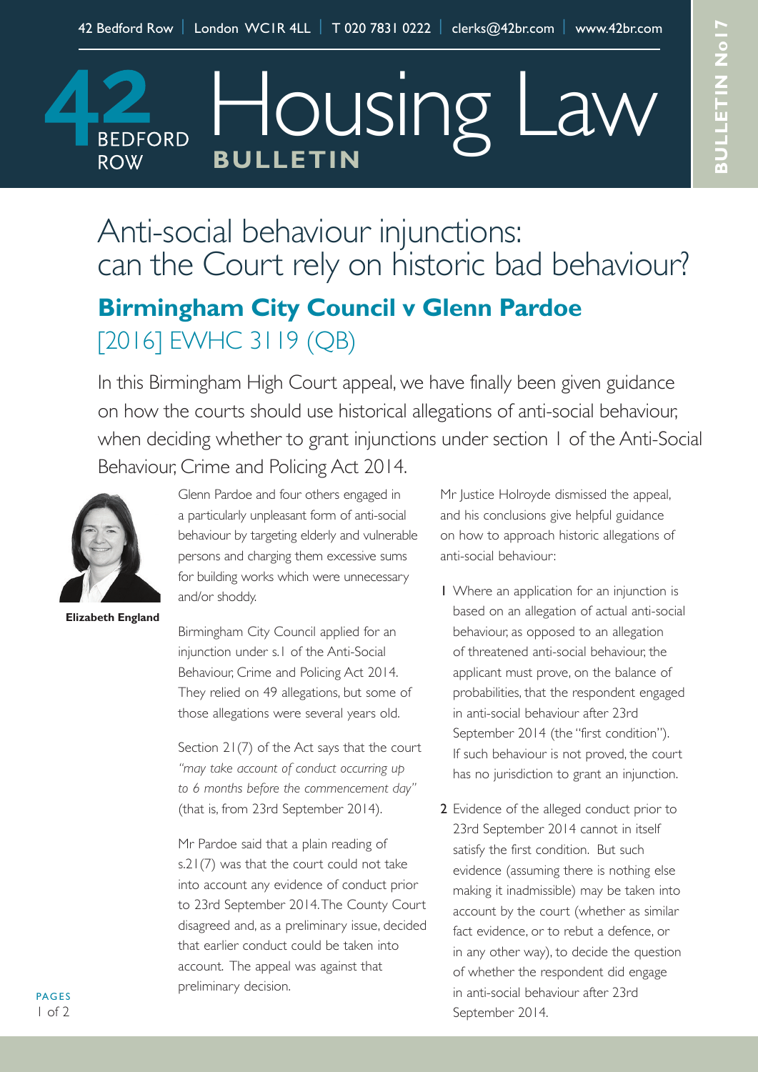42 Bedford Row | London WC1R 4LL | T 020 7831 0222 | clerks@42br.com | www.42br.com

# 42 Bedford Row Housing Law BULLETIN

BULLETIN No17

## Anti-social behaviour injunctions: can the Court rely on historic bad behaviour?

### Birmingham City Council v Glenn Pardoe
[2016] EWHC 3119 (QB)

In this Birmingham High Court appeal, we have finally been given guidance on how the courts should use historical allegations of anti-social behaviour, when deciding whether to grant injunctions under section 1 of the Anti-Social Behaviour, Crime and Policing Act 2014.

**Elizabeth England**

Glenn Pardoe and four others engaged in a particularly unpleasant form of anti-social behaviour by targeting elderly and vulnerable persons and charging them excessive sums for building works which were unnecessary and/or shoddy.

Birmingham City Council applied for an injunction under s.1 of the Anti-Social Behaviour, Crime and Policing Act 2014. They relied on 49 allegations, but some of those allegations were several years old.

Section 21(7) of the Act says that the court *"may take account of conduct occurring up to 6 months before the commencement day"* (that is, from 23rd September 2014).

Mr Pardoe said that a plain reading of s.21(7) was that the court could not take into account any evidence of conduct prior to 23rd September 2014. The County Court disagreed and, as a preliminary issue, decided that earlier conduct could be taken into account. The appeal was against that preliminary decision.

Mr Justice Holroyde dismissed the appeal, and his conclusions give helpful guidance on how to approach historic allegations of anti-social behaviour:

1. Where an application for an injunction is based on an allegation of actual anti-social behaviour, as opposed to an allegation of threatened anti-social behaviour, the applicant must prove, on the balance of probabilities, that the respondent engaged in anti-social behaviour after 23rd September 2014 (the "first condition"). If such behaviour is not proved, the court has no jurisdiction to grant an injunction.
2. Evidence of the alleged conduct prior to 23rd September 2014 cannot in itself satisfy the first condition. But such evidence (assuming there is nothing else making it inadmissible) may be taken into account by the court (whether as similar fact evidence, or to rebut a defence, or in any other way), to decide the question of whether the respondent did engage in anti-social behaviour after 23rd September 2014.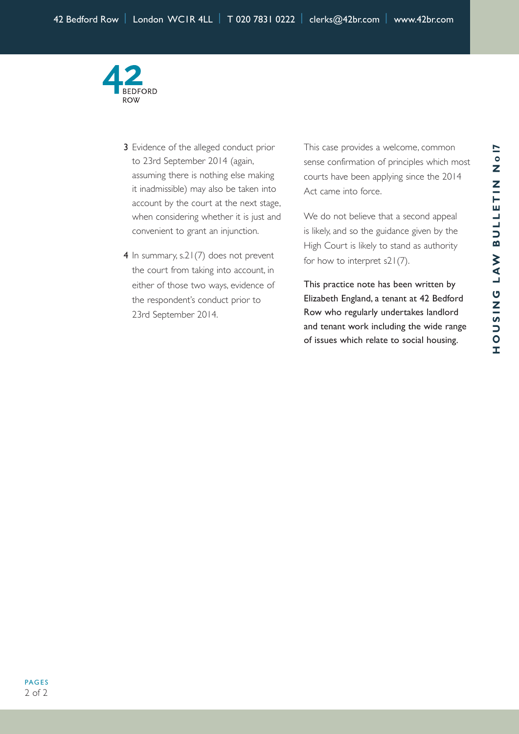3 Evidence of the alleged conduct prior to 23rd September 2014 (again, assuming there is nothing else making it inadmissible) may also be taken into account by the court at the next stage, when considering whether it is just and convenient to grant an injunction.

4 In summary, s.21(7) does not prevent the court from taking into account, in either of those two ways, evidence of the respondent's conduct prior to 23rd September 2014.

This case provides a welcome, common sense confirmation of principles which most courts have been applying since the 2014 Act came into force.

We do not believe that a second appeal is likely, and so the guidance given by the High Court is likely to stand as authority for how to interpret s21(7).

This practice note has been written by Elizabeth England, a tenant at 42 Bedford Row who regularly undertakes landlord and tenant work including the wide range of issues which relate to social housing.